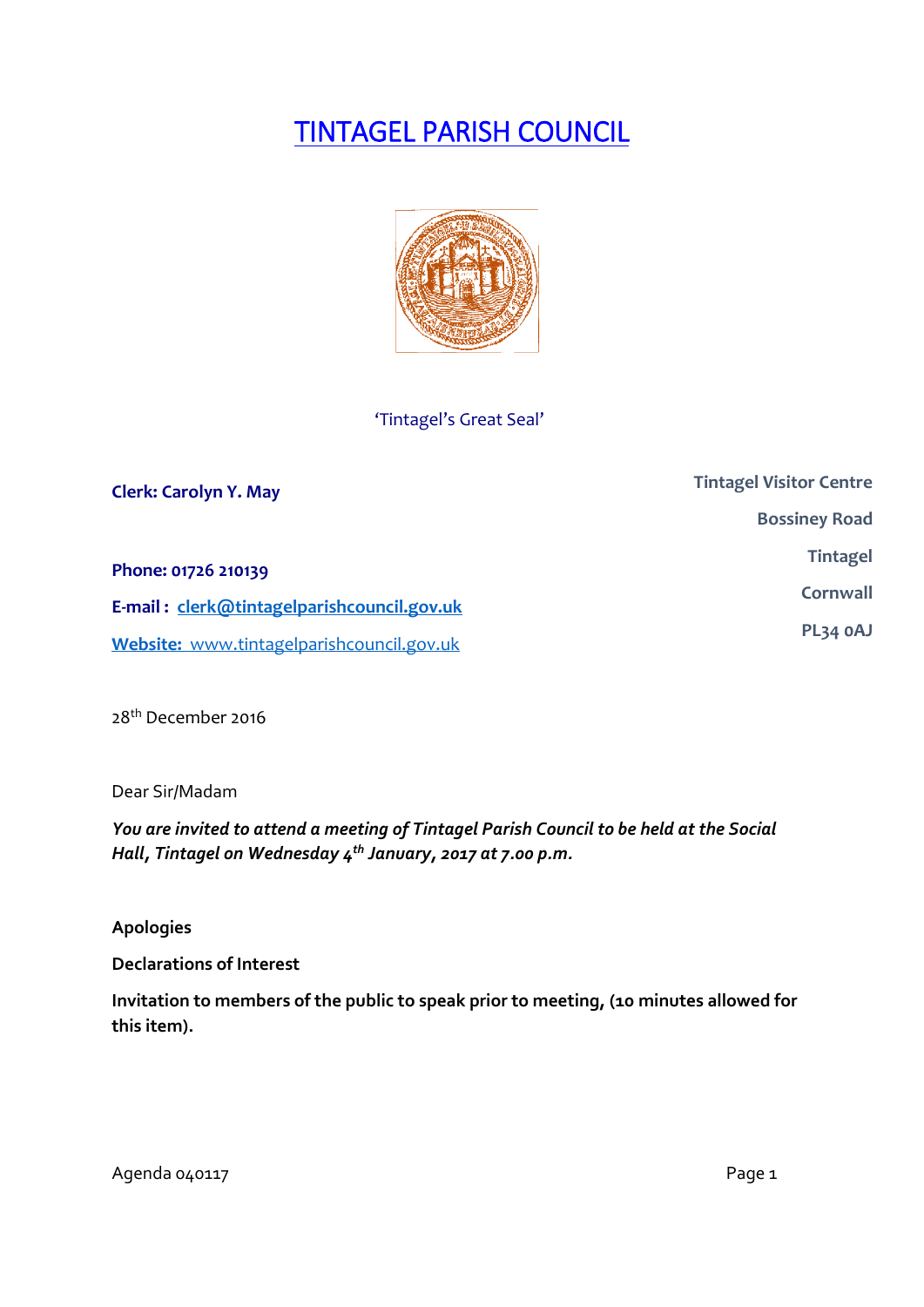# TINTAGEL PARISH COUNCIL

'Tintagel's Great Seal'

**Clerk: Carolyn Y. May**

**Phone: 01726 210139**

**E-mail : clerk@tintagelparishcouncil.gov.uk**

**Website:** www.tintagelparishcouncil.gov.uk

**Tintagel Visitor Centre**
**Bossiney Road**
**Tintagel**
**Cornwall**
**PL34 0AJ**

28th December 2016

Dear Sir/Madam

***You are invited to attend a meeting of Tintagel Parish Council to be held at the Social Hall, Tintagel on Wednesday 4th January, 2017 at 7.00 p.m.***

**Apologies**

**Declarations of Interest**

**Invitation to members of the public to speak prior to meeting, (10 minutes allowed for this item).**

Agenda 040117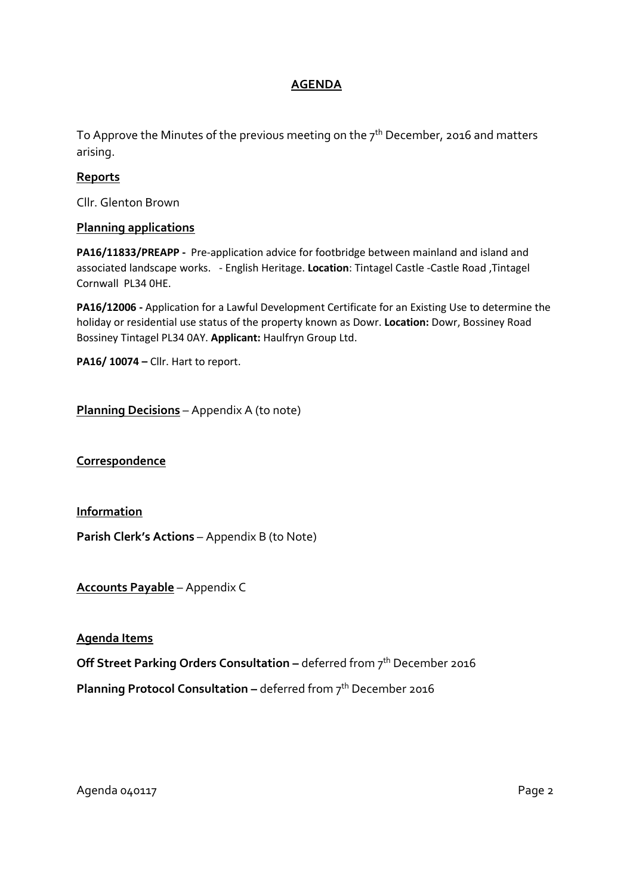# AGENDA

To Approve the Minutes of the previous meeting on the 7th December, 2016 and matters arising.

## Reports

Cllr. Glenton Brown

## Planning applications

**PA16/11833/PREAPP -** Pre-application advice for footbridge between mainland and island and associated landscape works. - English Heritage. **Location**: Tintagel Castle -Castle Road ,Tintagel Cornwall PL34 0HE.

**PA16/12006 -** Application for a Lawful Development Certificate for an Existing Use to determine the holiday or residential use status of the property known as Dowr. **Location:** Dowr, Bossiney Road Bossiney Tintagel PL34 0AY. **Applicant:** Haulfryn Group Ltd.

**PA16/ 10074 –** Cllr. Hart to report.

**Planning Decisions** – Appendix A (to note)

## Correspondence

## Information

**Parish Clerk's Actions** – Appendix B (to Note)

**Accounts Payable** – Appendix C

## Agenda Items

**Off Street Parking Orders Consultation –** deferred from 7th December 2016

**Planning Protocol Consultation –** deferred from 7th December 2016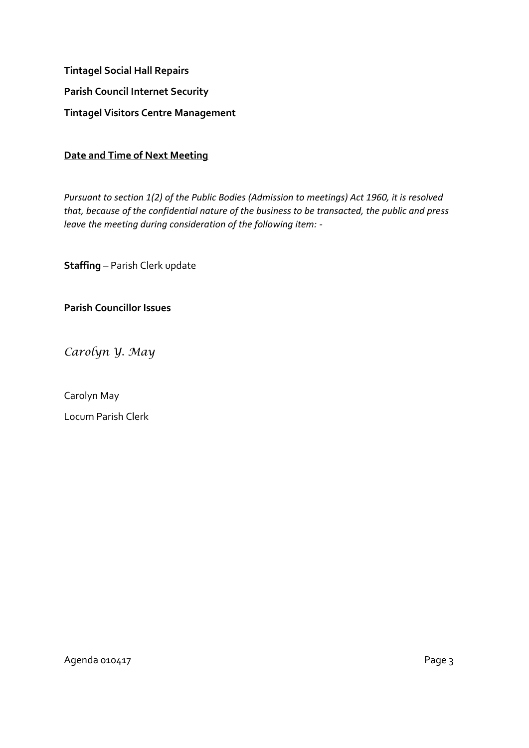**Tintagel Social Hall Repairs**

**Parish Council Internet Security**

**Tintagel Visitors Centre Management**

**Date and Time of Next Meeting**

*Pursuant to section 1(2) of the Public Bodies (Admission to meetings) Act 1960, it is resolved that, because of the confidential nature of the business to be transacted, the public and press leave the meeting during consideration of the following item: -*

**Staffing** – Parish Clerk update

**Parish Councillor Issues**

*Carolyn Y. May*

Carolyn May

Locum Parish Clerk